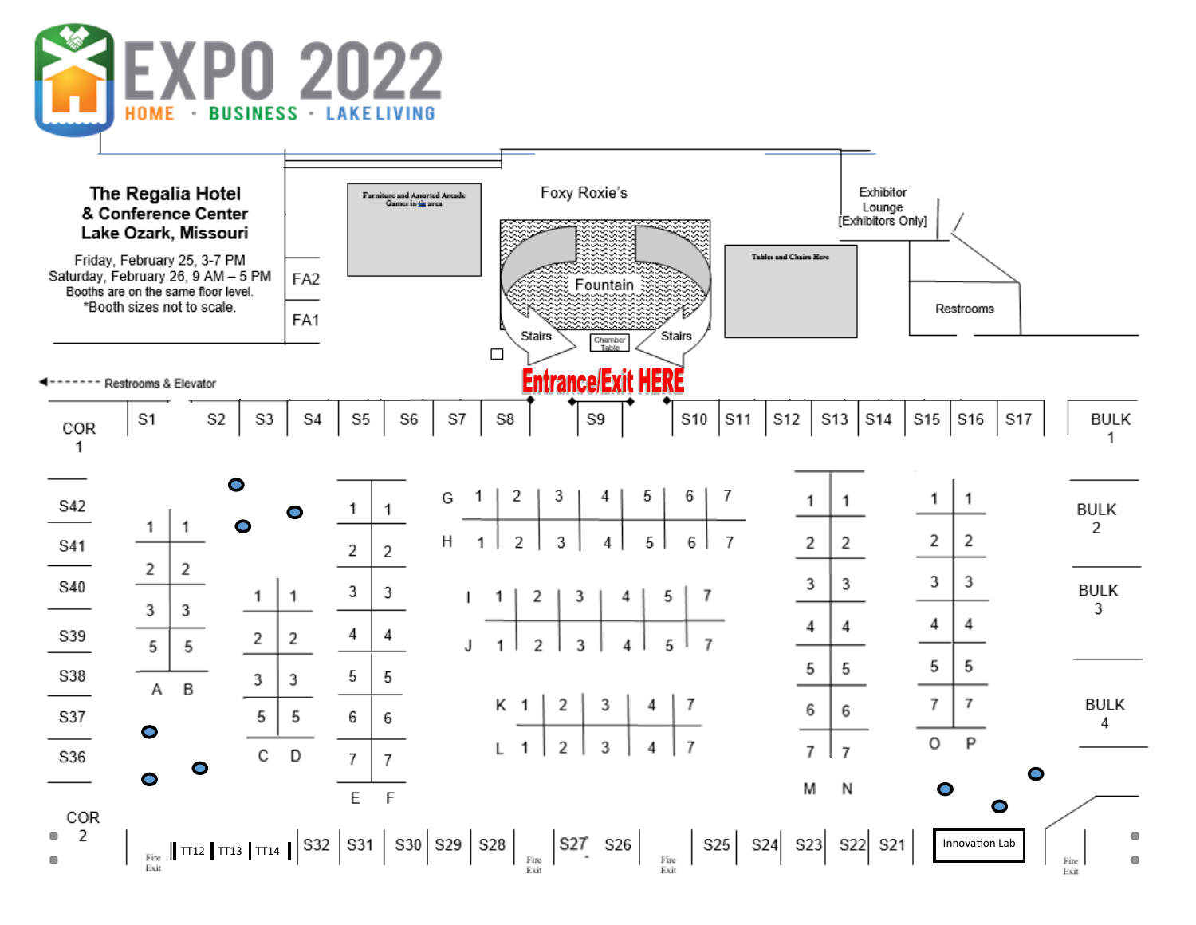# EXPO 2022

HOME · BUSINESS · LAKE LIVING

**The Regalia Hotel & Conference Center Lake Ozark, Missouri**

Friday, February 25, 3-7 PM
Saturday, February 26, 9 AM – 5 PM
Booths are on the same floor level.
*Booth sizes not to scale.

FA2

FA1

Furniture and Assorted Arcade Games in tis area

Foxy Roxie's

Fountain

Stairs

Chamber Table

Stairs

Tables and Chairs Here

Exhibitor Lounge [Exhibitors Only]

Restrooms

Entrance/Exit HERE

Restrooms & Elevator

COR 1

S1 S2 S3 S4 S5 S6 S7 S8 S9 S10 S11 S12 S13 S14 S15 S16 S17

BULK 1

S42 S41 S40 S39 S38 S37 S36

A: 1, 2, 3, 5
B: 1, 2, 3, 5

C: 1, 2, 3, 5
D: 1, 2, 3, 5

E: 1, 2, 3, 4, 5, 6, 7
F: 1, 2, 3, 4, 5, 6, 7

G: 1, 2, 3, 4, 5, 6, 7
H: 1, 2, 3, 4, 5, 6, 7

I: 1, 2, 3, 4, 5, 7
J: 1, 2, 3, 4, 5, 7

K: 1, 2, 3, 4, 7
L: 1, 2, 3, 4, 7

M: 1, 2, 3, 4, 5, 6, 7
N: 1, 2, 3, 4, 5, 6, 7

O: 1, 2, 3, 4, 5, 7
P: 1, 2, 3, 4, 5, 7

BULK 2

BULK 3

BULK 4

COR 2

Fire Exit

TT12 TT13 TT14

S32 S31 S30 S29 S28

Fire Exit

S27 S26

Fire Exit

S25 S24 S23 S22 S21

Innovation Lab

Fire Exit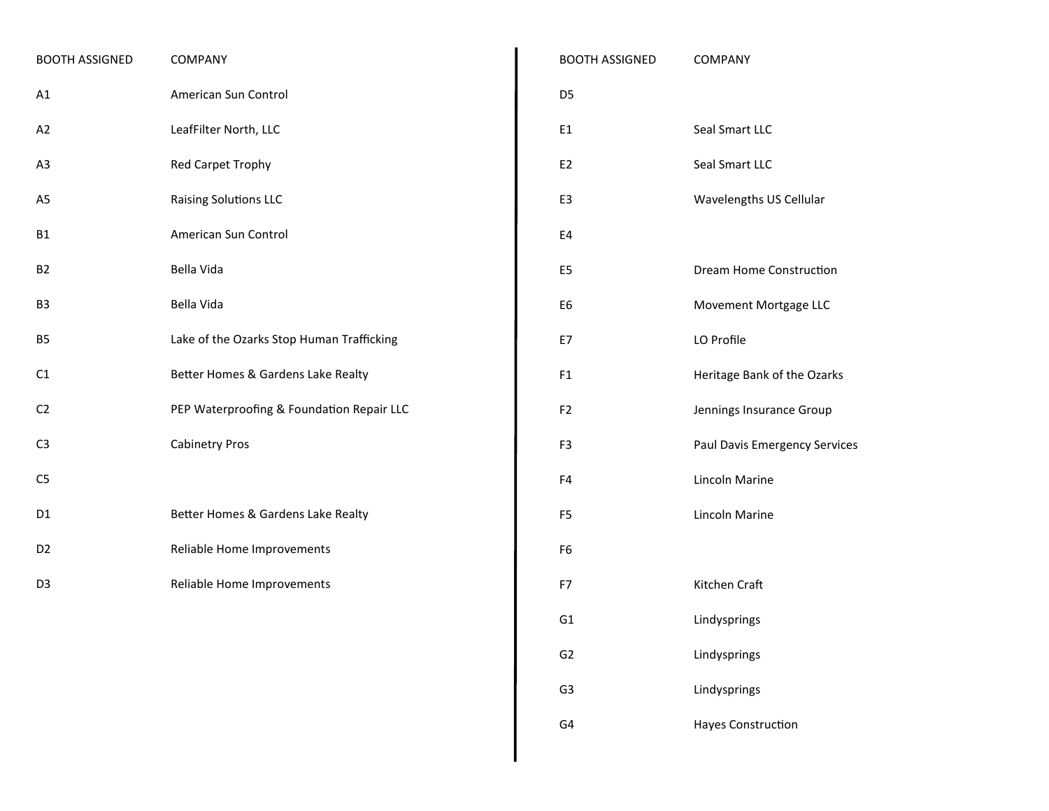| BOOTH ASSIGNED | COMPANY |
| --- | --- |
| A1 | American Sun Control |
| A2 | LeafFilter North, LLC |
| A3 | Red Carpet Trophy |
| A5 | Raising Solutions LLC |
| B1 | American Sun Control |
| B2 | Bella Vida |
| B3 | Bella Vida |
| B5 | Lake of the Ozarks Stop Human Trafficking |
| C1 | Better Homes & Gardens Lake Realty |
| C2 | PEP Waterproofing & Foundation Repair LLC |
| C3 | Cabinetry Pros |
| C5 | |
| D1 | Better Homes & Gardens Lake Realty |
| D2 | Reliable Home Improvements |
| D3 | Reliable Home Improvements |

| BOOTH ASSIGNED | COMPANY |
| --- | --- |
| D5 | |
| E1 | Seal Smart LLC |
| E2 | Seal Smart LLC |
| E3 | Wavelengths US Cellular |
| E4 | |
| E5 | Dream Home Construction |
| E6 | Movement Mortgage LLC |
| E7 | LO Profile |
| F1 | Heritage Bank of the Ozarks |
| F2 | Jennings Insurance Group |
| F3 | Paul Davis Emergency Services |
| F4 | Lincoln Marine |
| F5 | Lincoln Marine |
| F6 | |
| F7 | Kitchen Craft |
| G1 | Lindysprings |
| G2 | Lindysprings |
| G3 | Lindysprings |
| G4 | Hayes Construction |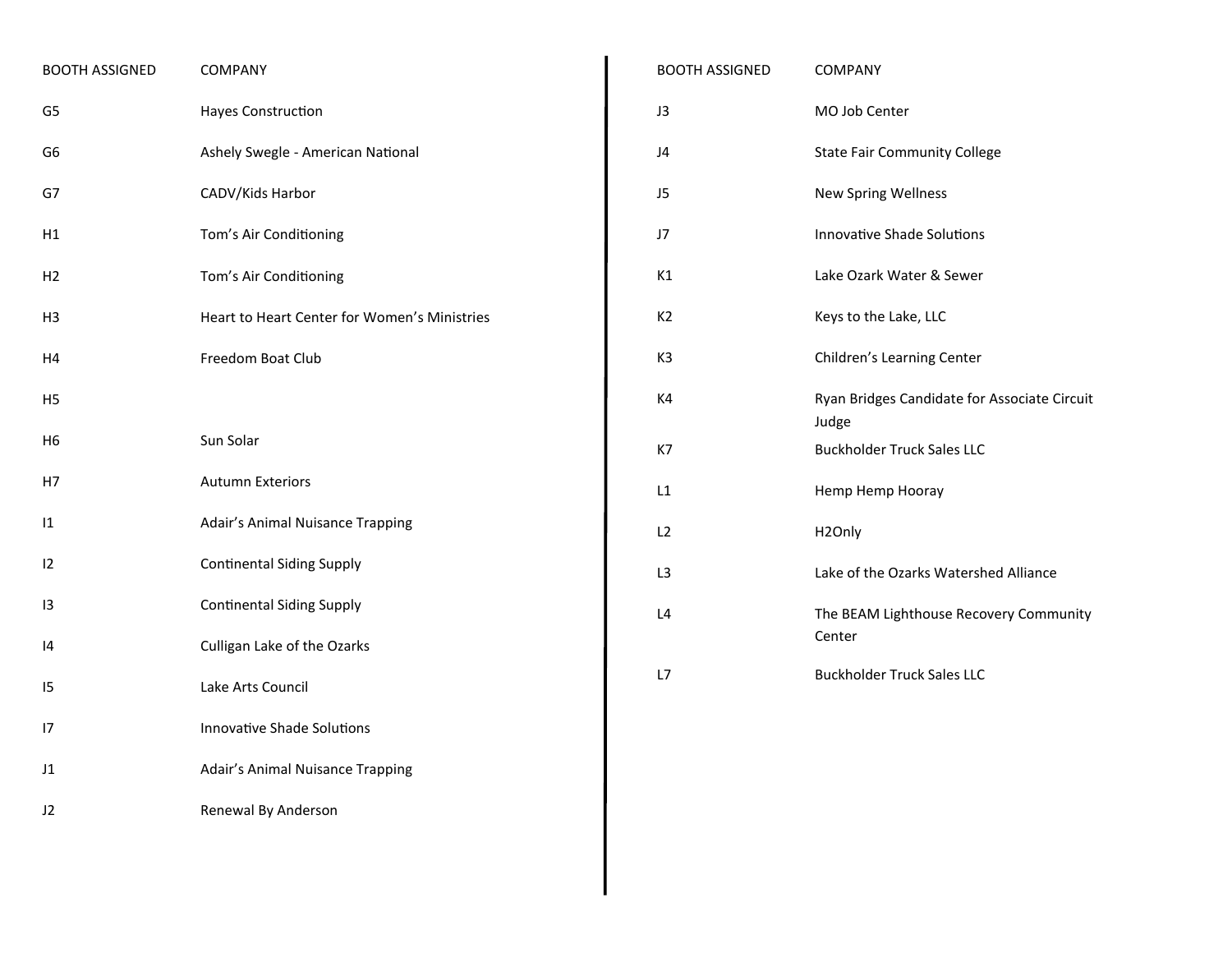| BOOTH ASSIGNED | COMPANY |
| --- | --- |
| G5 | Hayes Construction |
| G6 | Ashely Swegle - American National |
| G7 | CADV/Kids Harbor |
| H1 | Tom’s Air Conditioning |
| H2 | Tom’s Air Conditioning |
| H3 | Heart to Heart Center for Women’s Ministries |
| H4 | Freedom Boat Club |
| H5 | |
| H6 | Sun Solar |
| H7 | Autumn Exteriors |
| I1 | Adair’s Animal Nuisance Trapping |
| I2 | Continental Siding Supply |
| I3 | Continental Siding Supply |
| I4 | Culligan Lake of the Ozarks |
| I5 | Lake Arts Council |
| I7 | Innovative Shade Solutions |
| J1 | Adair’s Animal Nuisance Trapping |
| J2 | Renewal By Anderson |

| BOOTH ASSIGNED | COMPANY |
| --- | --- |
| J3 | MO Job Center |
| J4 | State Fair Community College |
| J5 | New Spring Wellness |
| J7 | Innovative Shade Solutions |
| K1 | Lake Ozark Water & Sewer |
| K2 | Keys to the Lake, LLC |
| K3 | Children’s Learning Center |
| K4 | Ryan Bridges Candidate for Associate Circuit Judge |
| K7 | Buckholder Truck Sales LLC |
| L1 | Hemp Hemp Hooray |
| L2 | H2Only |
| L3 | Lake of the Ozarks Watershed Alliance |
| L4 | The BEAM Lighthouse Recovery Community Center |
| L7 | Buckholder Truck Sales LLC |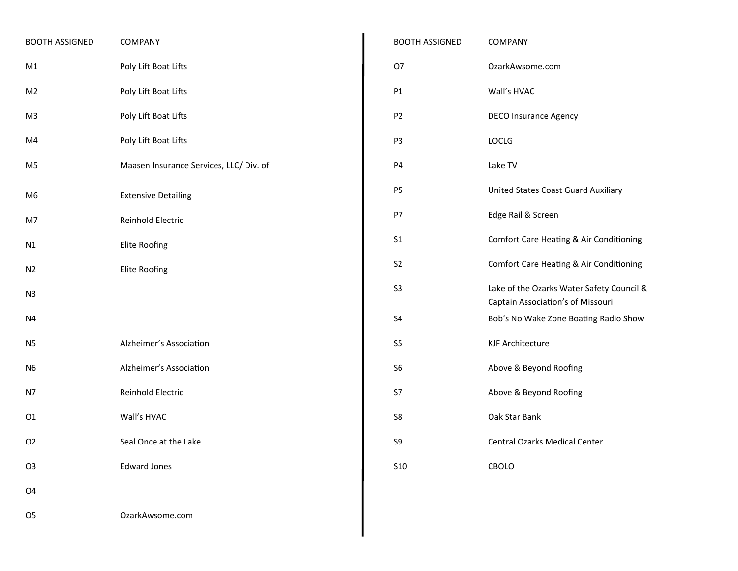| BOOTH ASSIGNED | COMPANY |
|---|---|
| M1 | Poly Lift Boat Lifts |
| M2 | Poly Lift Boat Lifts |
| M3 | Poly Lift Boat Lifts |
| M4 | Poly Lift Boat Lifts |
| M5 | Maasen Insurance Services, LLC/ Div. of |
| M6 | Extensive Detailing |
| M7 | Reinhold Electric |
| N1 | Elite Roofing |
| N2 | Elite Roofing |
| N3 | |
| N4 | |
| N5 | Alzheimer's Association |
| N6 | Alzheimer's Association |
| N7 | Reinhold Electric |
| O1 | Wall's HVAC |
| O2 | Seal Once at the Lake |
| O3 | Edward Jones |
| O4 | |
| O5 | OzarkAwsome.com |

| BOOTH ASSIGNED | COMPANY |
|---|---|
| O7 | OzarkAwsome.com |
| P1 | Wall's HVAC |
| P2 | DECO Insurance Agency |
| P3 | LOCLG |
| P4 | Lake TV |
| P5 | United States Coast Guard Auxiliary |
| P7 | Edge Rail & Screen |
| S1 | Comfort Care Heating & Air Conditioning |
| S2 | Comfort Care Heating & Air Conditioning |
| S3 | Lake of the Ozarks Water Safety Council & Captain Association's of Missouri |
| S4 | Bob's No Wake Zone Boating Radio Show |
| S5 | KJF Architecture |
| S6 | Above & Beyond Roofing |
| S7 | Above & Beyond Roofing |
| S8 | Oak Star Bank |
| S9 | Central Ozarks Medical Center |
| S10 | CBOLO |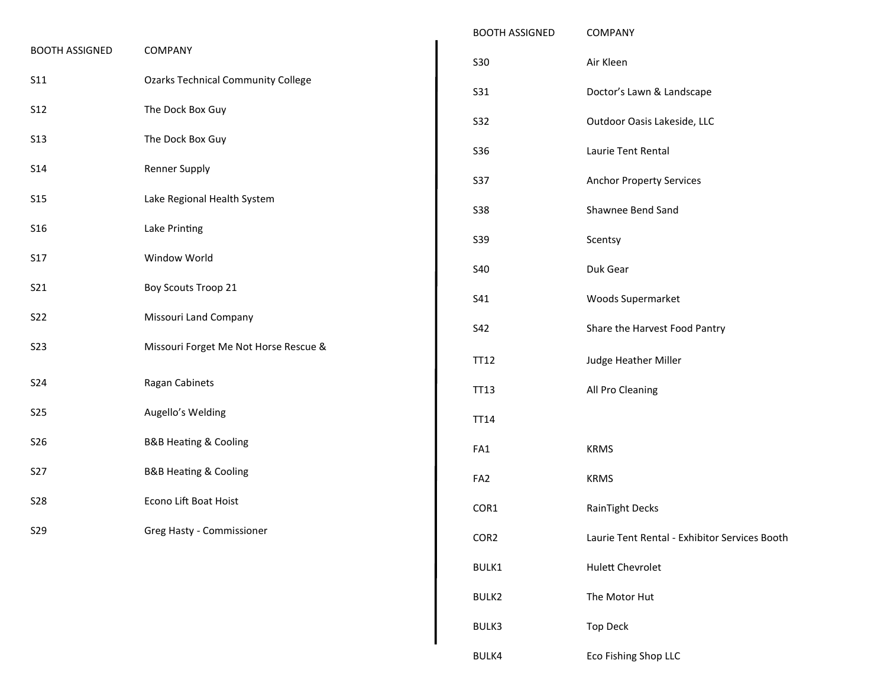| BOOTH ASSIGNED | COMPANY |
|---|---|
| S11 | Ozarks Technical Community College |
| S12 | The Dock Box Guy |
| S13 | The Dock Box Guy |
| S14 | Renner Supply |
| S15 | Lake Regional Health System |
| S16 | Lake Printing |
| S17 | Window World |
| S21 | Boy Scouts Troop 21 |
| S22 | Missouri Land Company |
| S23 | Missouri Forget Me Not Horse Rescue & |
| S24 | Ragan Cabinets |
| S25 | Augello's Welding |
| S26 | B&B Heating & Cooling |
| S27 | B&B Heating & Cooling |
| S28 | Econo Lift Boat Hoist |
| S29 | Greg Hasty - Commissioner |

| BOOTH ASSIGNED | COMPANY |
|---|---|
| S30 | Air Kleen |
| S31 | Doctor's Lawn & Landscape |
| S32 | Outdoor Oasis Lakeside, LLC |
| S36 | Laurie Tent Rental |
| S37 | Anchor Property Services |
| S38 | Shawnee Bend Sand |
| S39 | Scentsy |
| S40 | Duk Gear |
| S41 | Woods Supermarket |
| S42 | Share the Harvest Food Pantry |
| TT12 | Judge Heather Miller |
| TT13 | All Pro Cleaning |
| TT14 | |
| FA1 | KRMS |
| FA2 | KRMS |
| COR1 | RainTight Decks |
| COR2 | Laurie Tent Rental - Exhibitor Services Booth |
| BULK1 | Hulett Chevrolet |
| BULK2 | The Motor Hut |
| BULK3 | Top Deck |
| BULK4 | Eco Fishing Shop LLC |